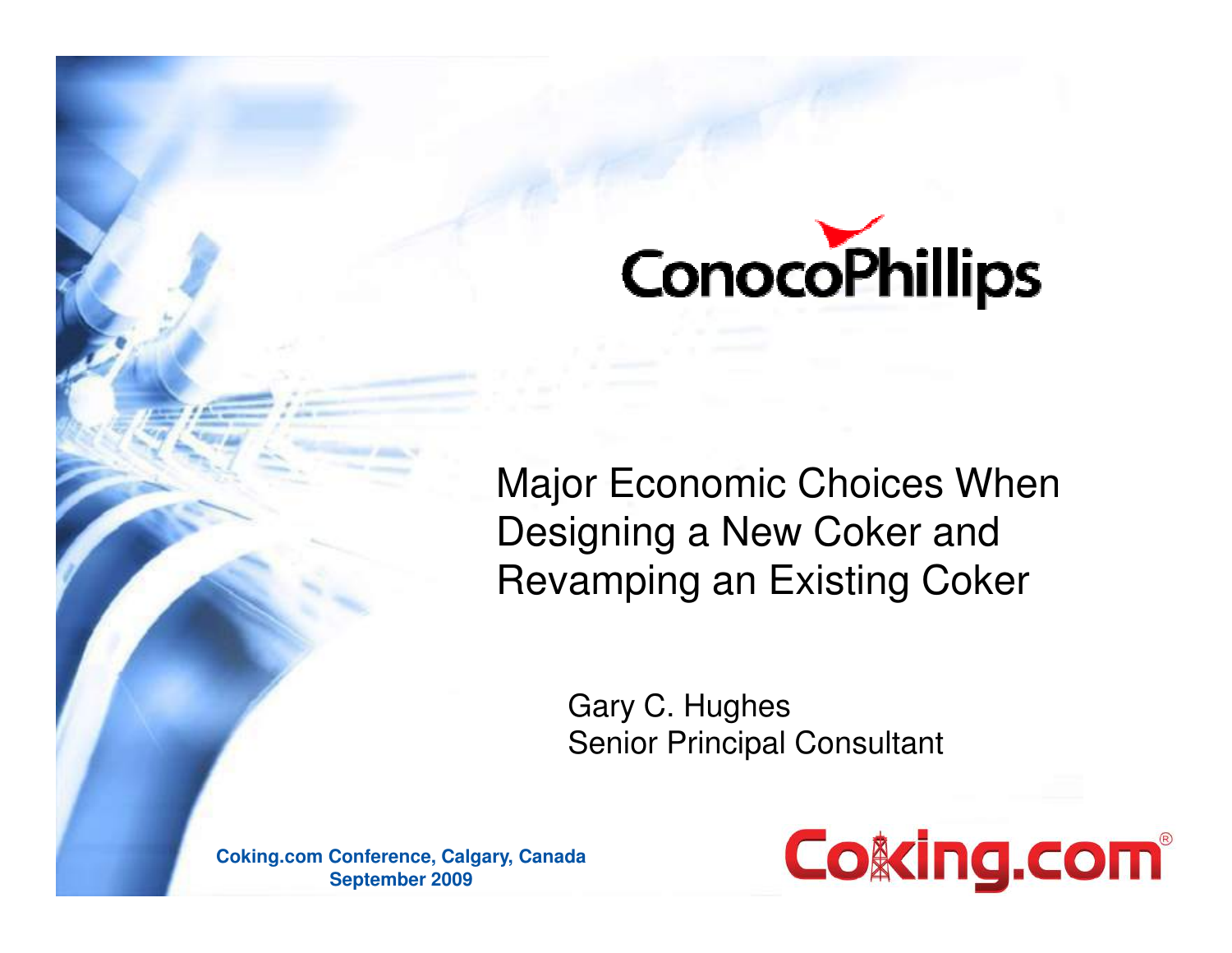ConocoPhillips

# Major Economic Choices When Designing a New Coker and Revamping an Existing Coker

Gary C. Hughes
Senior Principal Consultant

**Coking.com Conference, Calgary, Canada**
**September 2009**

Coking.com®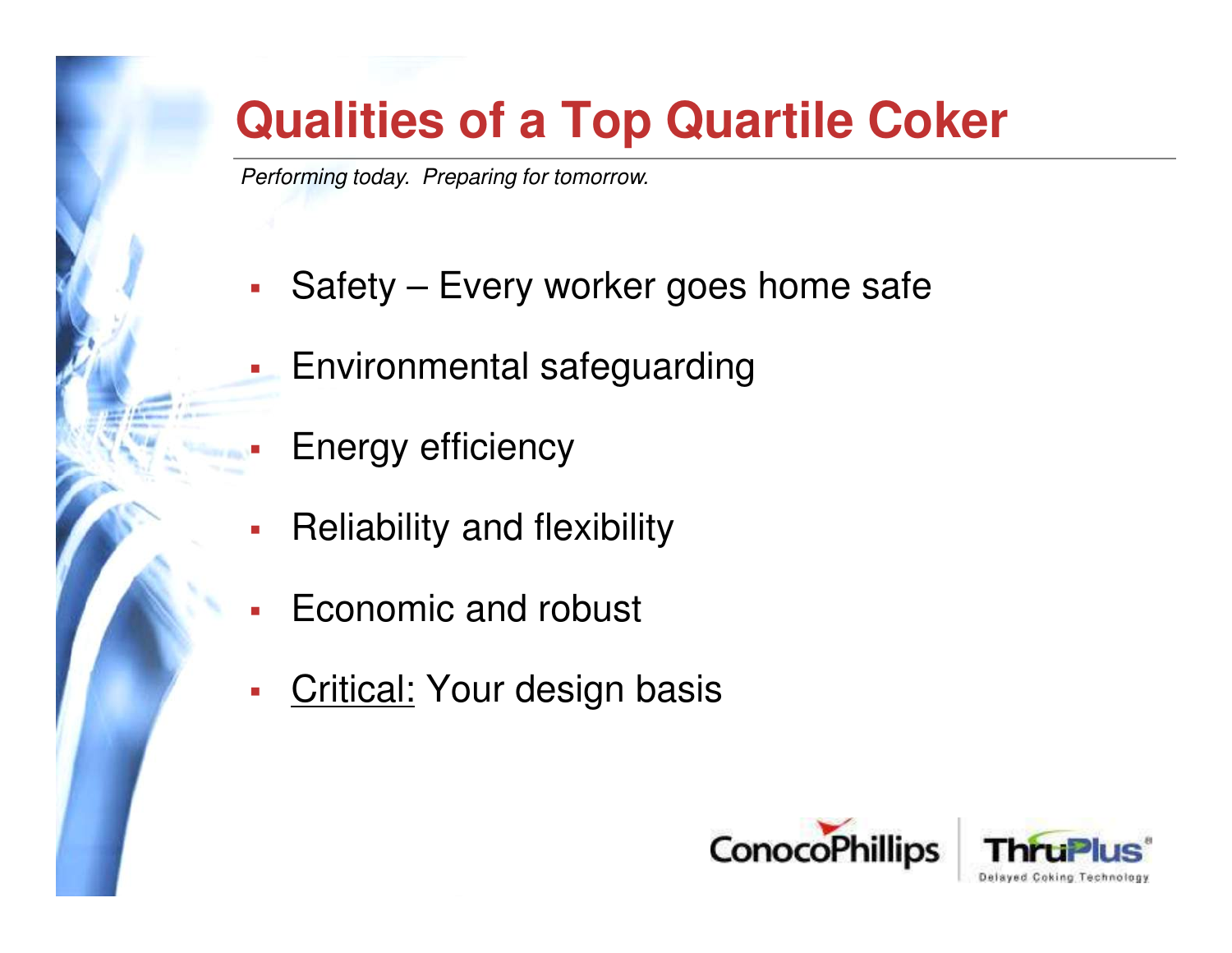# Qualities of a Top Quartile Coker

*Performing today. Preparing for tomorrow.*

- Safety – Every worker goes home safe
- Environmental safeguarding
- Energy efficiency
- Reliability and flexibility
- Economic and robust
- <u>Critical:</u> Your design basis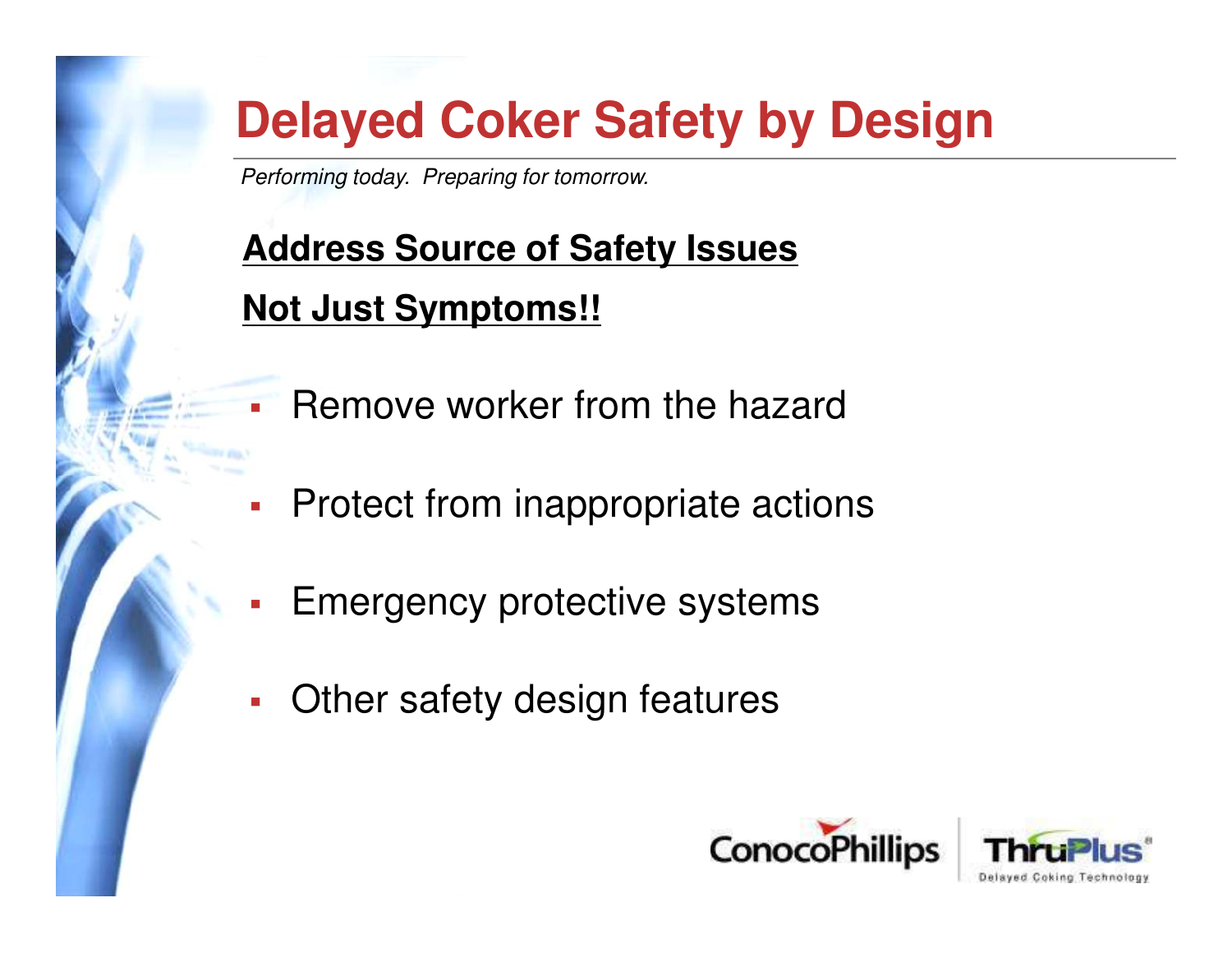# Delayed Coker Safety by Design

*Performing today. Preparing for tomorrow.*

**Address Source of Safety Issues**

**Not Just Symptoms!!**

- Remove worker from the hazard
- Protect from inappropriate actions
- Emergency protective systems
- Other safety design features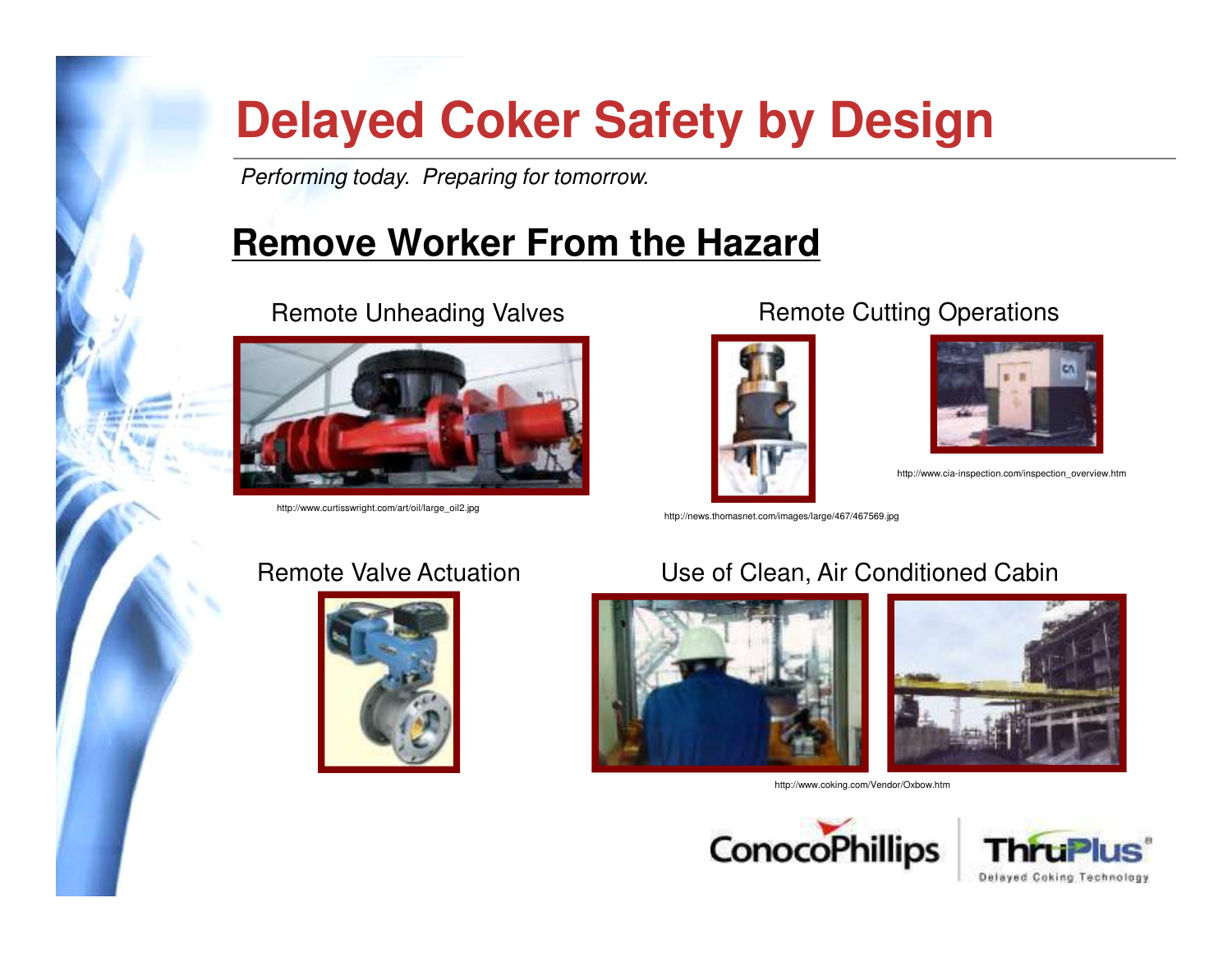# Delayed Coker Safety by Design

*Performing today. Preparing for tomorrow.*

## Remove Worker From the Hazard

Remote Unheading Valves

http://www.curtisswright.com/art/oil/large_oil2.jpg

Remote Cutting Operations

http://news.thomasnet.com/images/large/467/467569.jpg

http://www.cia-inspection.com/inspection_overview.htm

Remote Valve Actuation

Use of Clean, Air Conditioned Cabin

http://www.coking.com/Vendor/Oxbow.htm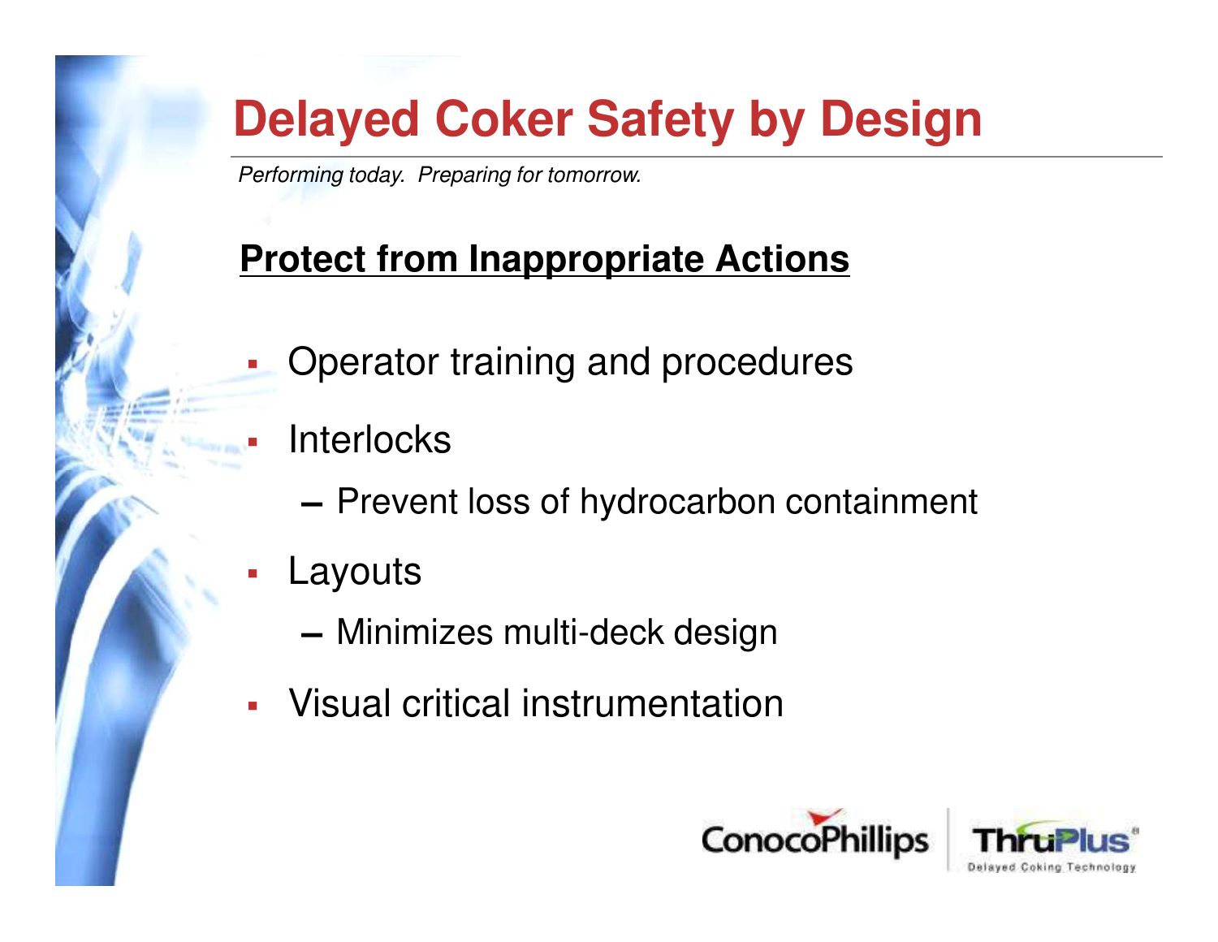# Delayed Coker Safety by Design

*Performing today. Preparing for tomorrow.*

## Protect from Inappropriate Actions

- Operator training and procedures
- Interlocks
  - Prevent loss of hydrocarbon containment
- Layouts
  - Minimizes multi-deck design
- Visual critical instrumentation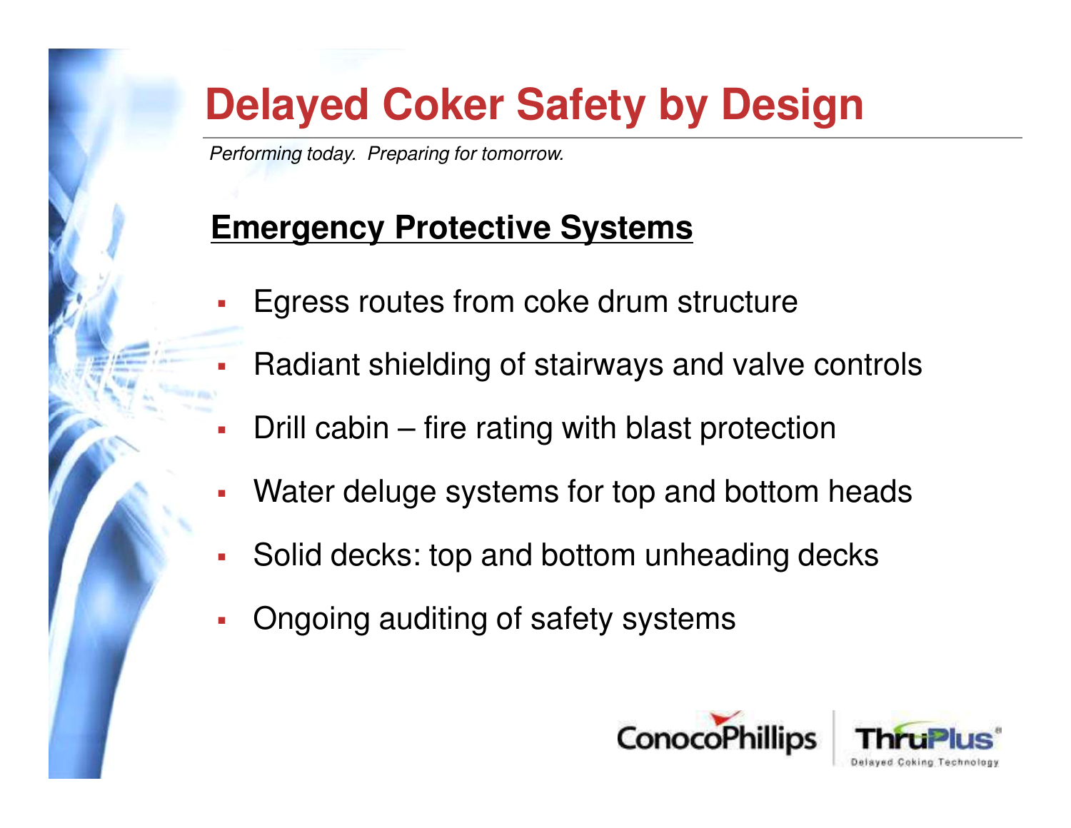# Delayed Coker Safety by Design

*Performing today. Preparing for tomorrow.*

## Emergency Protective Systems

- Egress routes from coke drum structure
- Radiant shielding of stairways and valve controls
- Drill cabin – fire rating with blast protection
- Water deluge systems for top and bottom heads
- Solid decks: top and bottom unheading decks
- Ongoing auditing of safety systems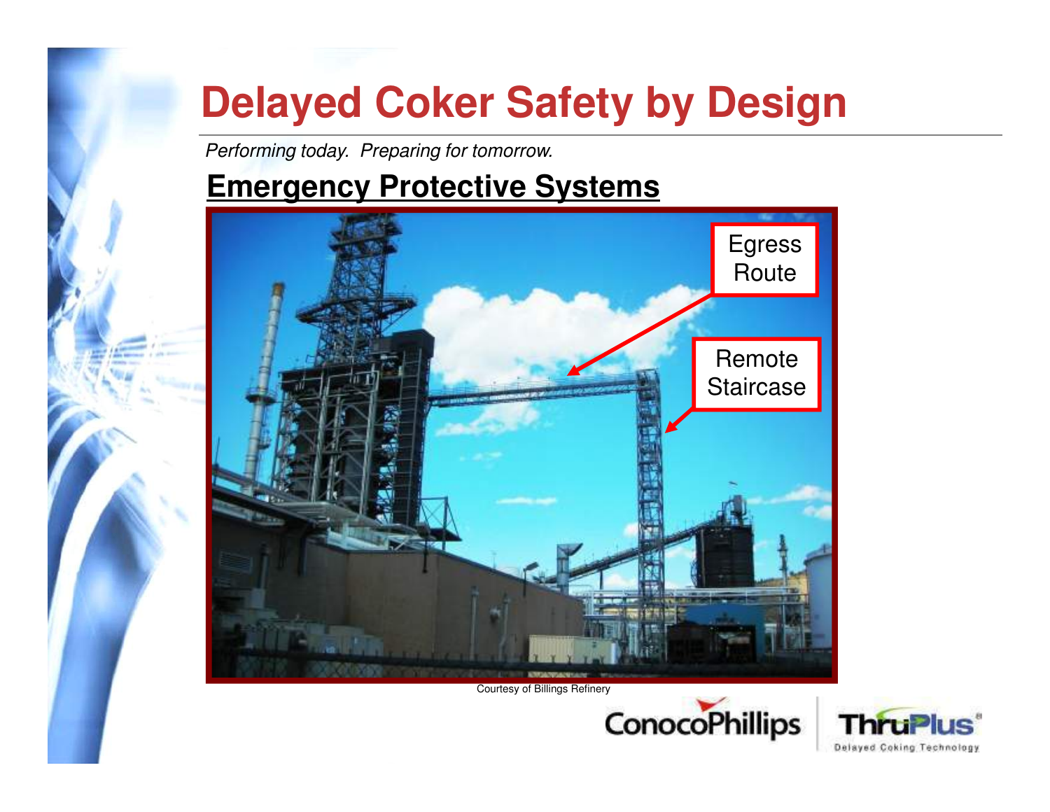# Delayed Coker Safety by Design

*Performing today. Preparing for tomorrow.*

## Emergency Protective Systems

Egress Route

Remote Staircase

Courtesy of Billings Refinery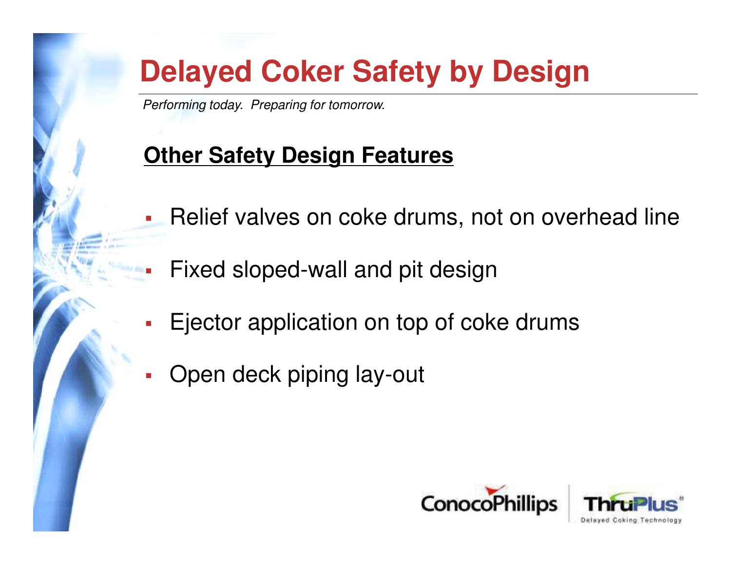# Delayed Coker Safety by Design

*Performing today. Preparing for tomorrow.*

## Other Safety Design Features

- Relief valves on coke drums, not on overhead line
- Fixed sloped-wall and pit design
- Ejector application on top of coke drums
- Open deck piping lay-out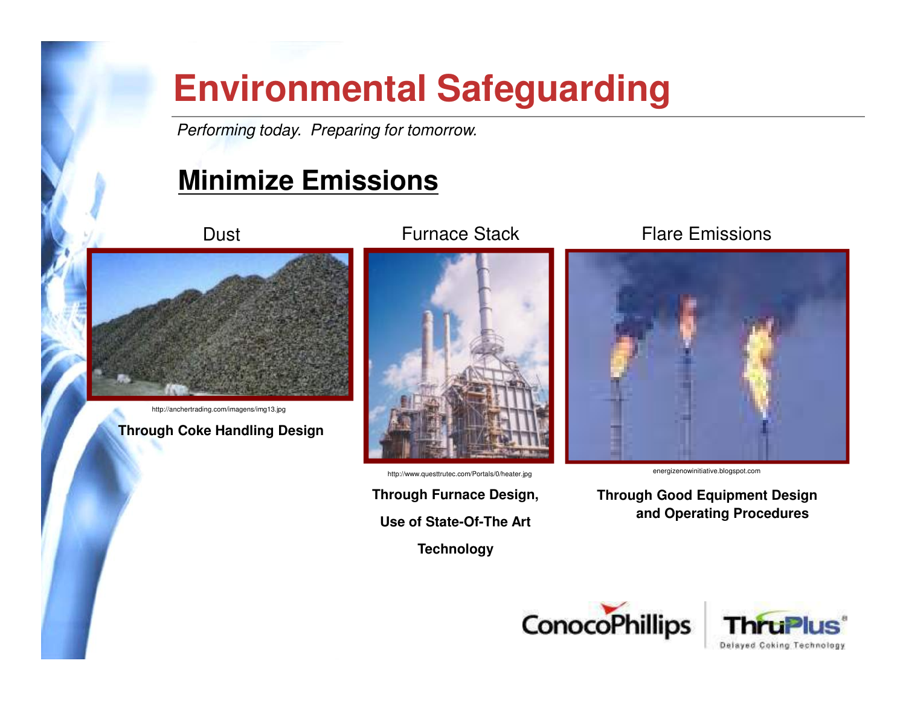# Environmental Safeguarding

*Performing today. Preparing for tomorrow.*

## Minimize Emissions

Dust

http://anchertrading.com/imagens/img13.jpg

**Through Coke Handling Design**

Furnace Stack

http://www.questtrutec.com/Portals/0/heater.jpg

**Through Furnace Design, Use of State-Of-The Art Technology**

Flare Emissions

energizenowinitiative.blogspot.com

**Through Good Equipment Design and Operating Procedures**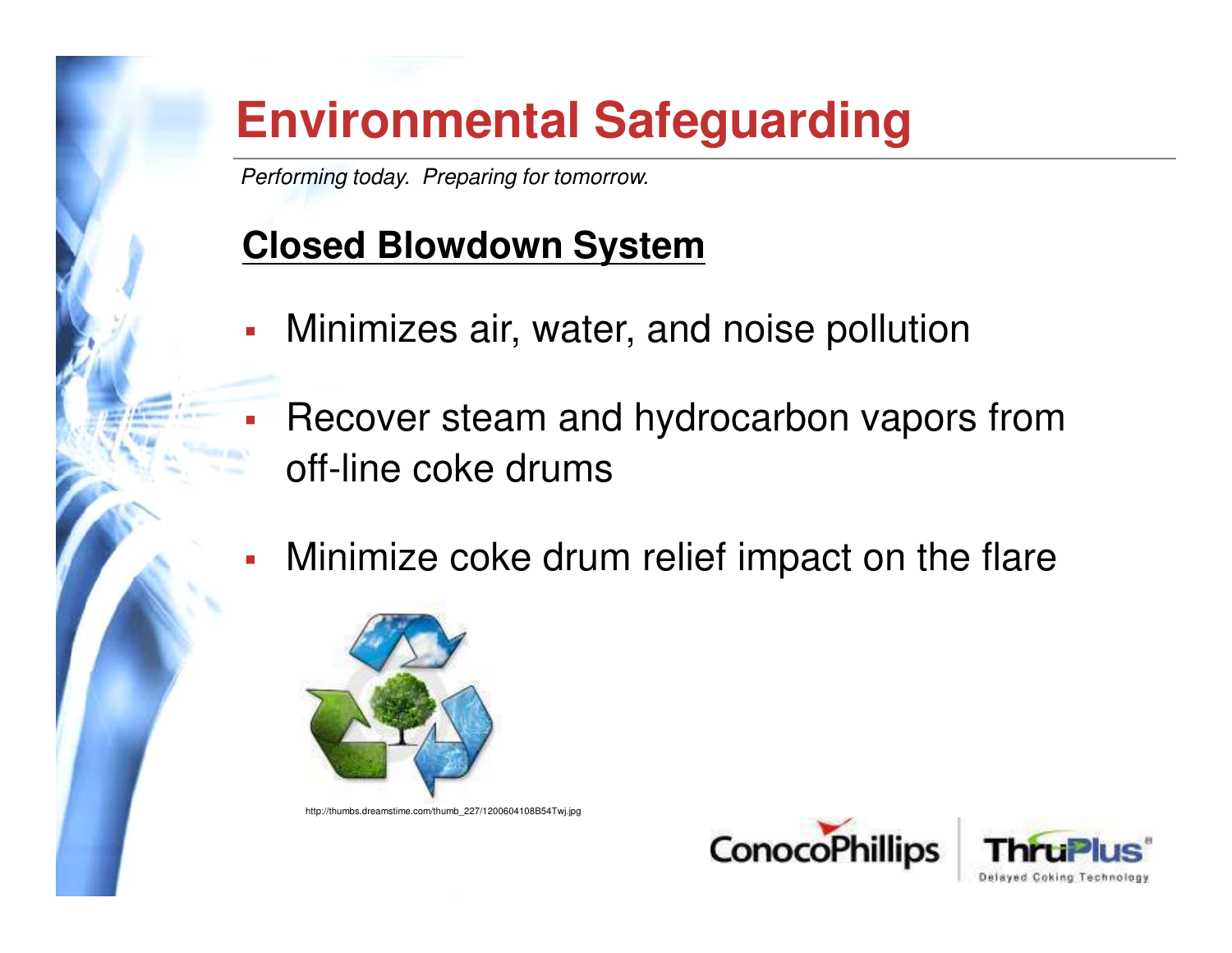# Environmental Safeguarding

*Performing today. Preparing for tomorrow.*

## Closed Blowdown System

- Minimizes air, water, and noise pollution
- Recover steam and hydrocarbon vapors from off-line coke drums
- Minimize coke drum relief impact on the flare

http://thumbs.dreamstime.com/thumb_227/1200604108B54Twj.jpg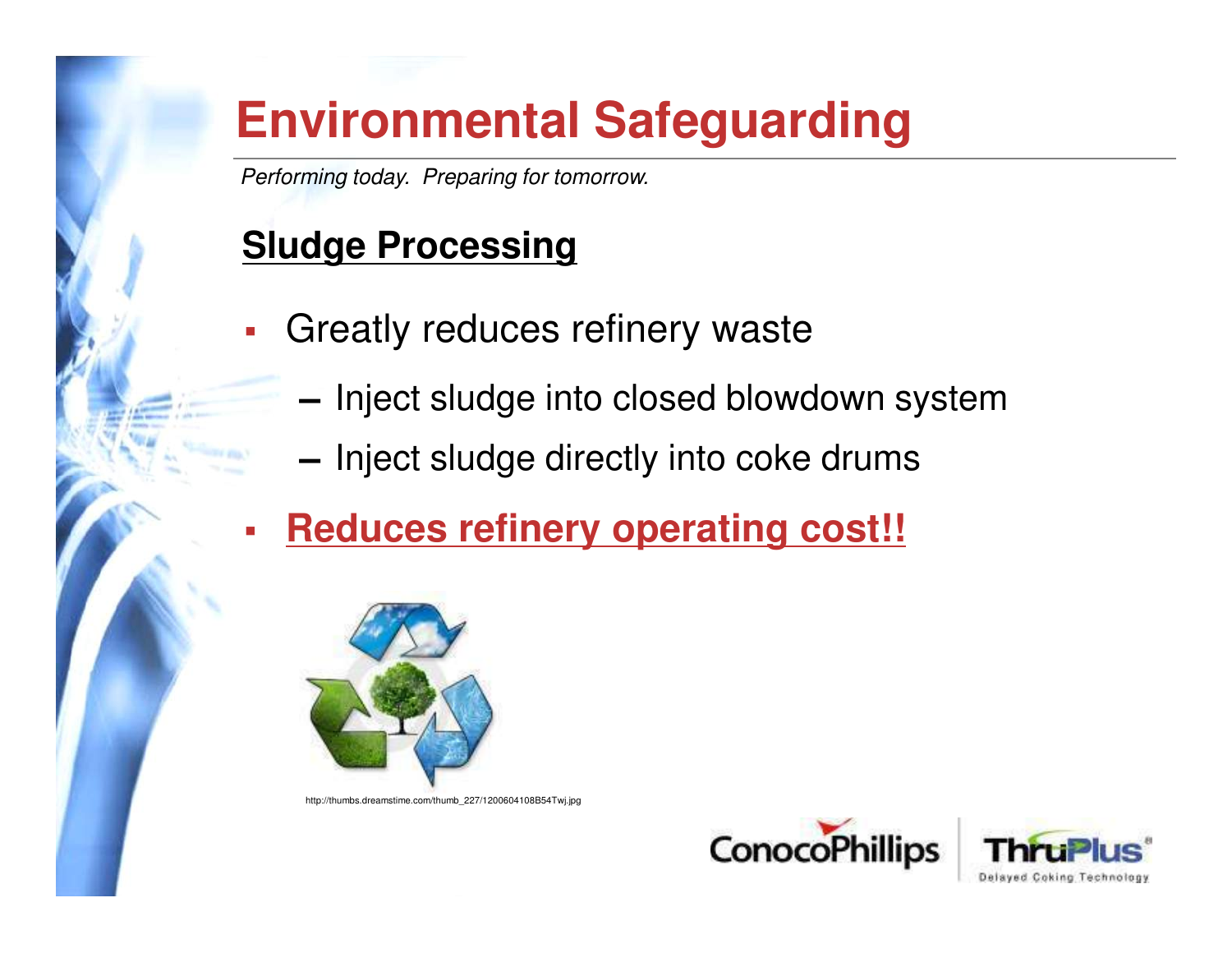# Environmental Safeguarding

*Performing today. Preparing for tomorrow.*

## <u>Sludge Processing</u>

- Greatly reduces refinery waste
  - Inject sludge into closed blowdown system
  - Inject sludge directly into coke drums
- **<u>Reduces refinery operating cost!!</u>**

http://thumbs.dreamstime.com/thumb_227/1200604108B54Twj.jpg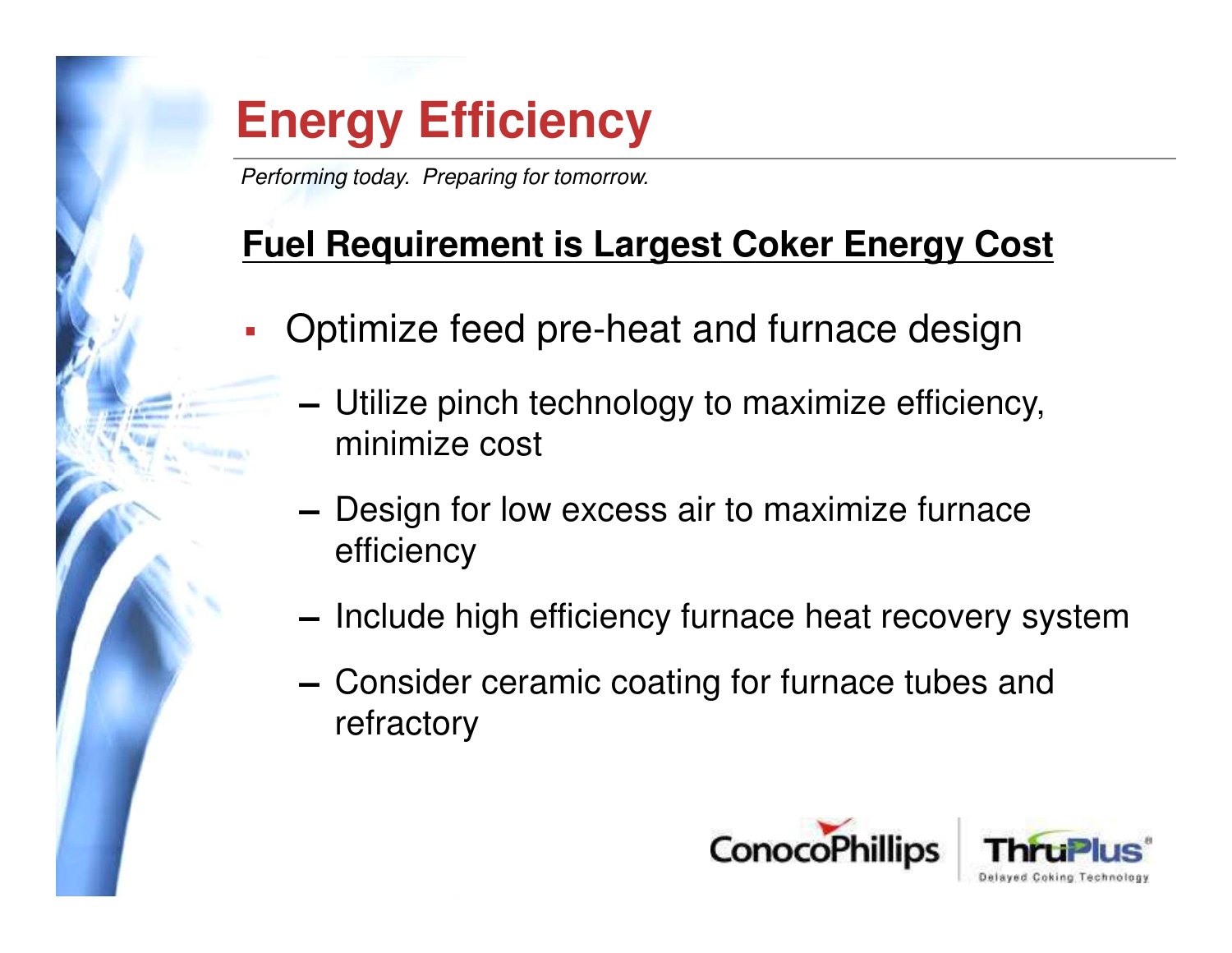# Energy Efficiency

*Performing today. Preparing for tomorrow.*

## Fuel Requirement is Largest Coker Energy Cost

- Optimize feed pre-heat and furnace design
  - Utilize pinch technology to maximize efficiency, minimize cost
  - Design for low excess air to maximize furnace efficiency
  - Include high efficiency furnace heat recovery system
  - Consider ceramic coating for furnace tubes and refractory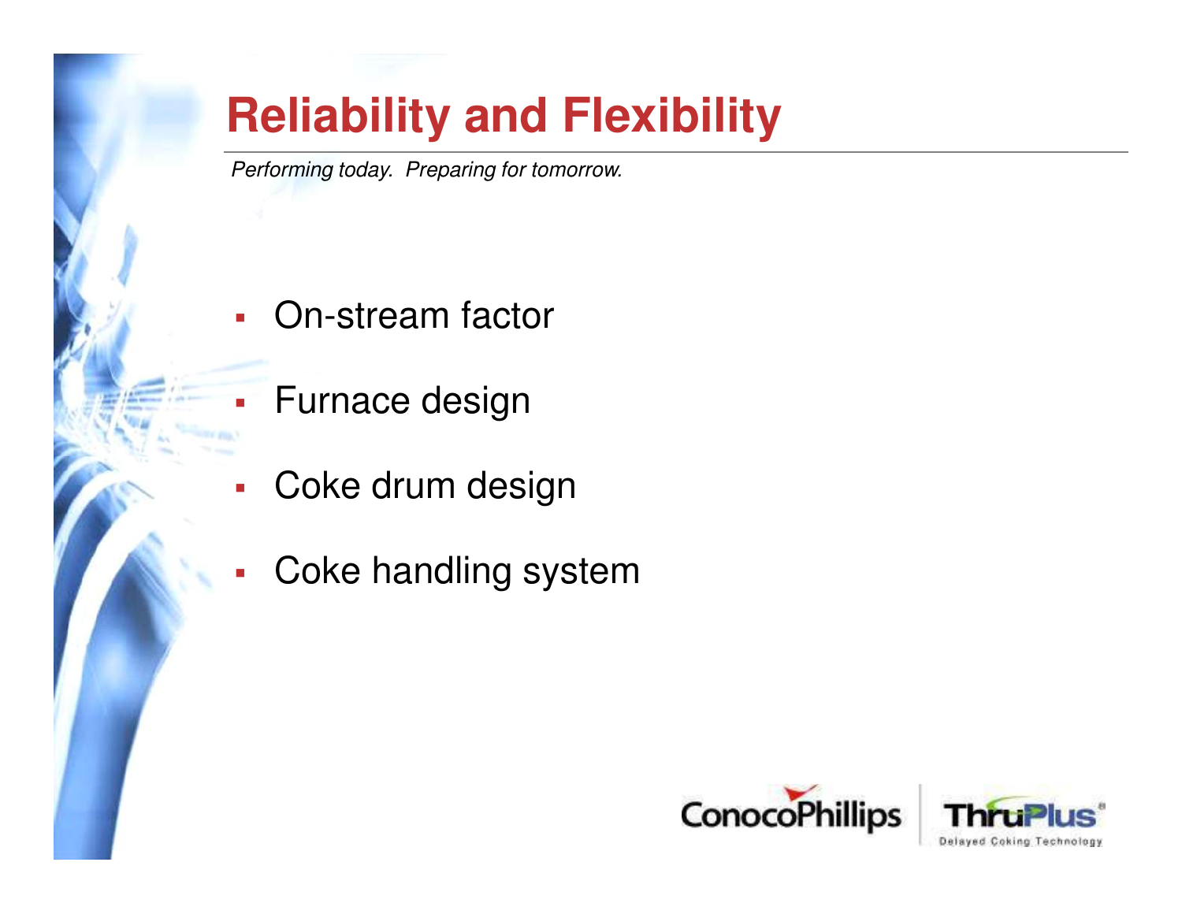# Reliability and Flexibility

*Performing today. Preparing for tomorrow.*

- On-stream factor
- Furnace design
- Coke drum design
- Coke handling system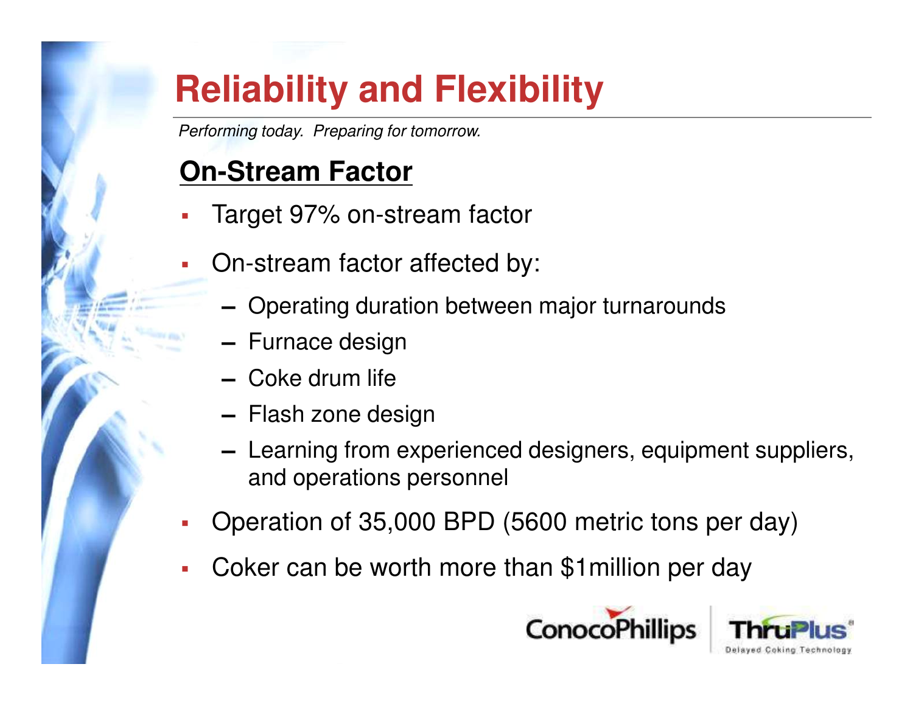# Reliability and Flexibility

*Performing today. Preparing for tomorrow.*

## On-Stream Factor

- Target 97% on-stream factor
- On-stream factor affected by:
  - Operating duration between major turnarounds
  - Furnace design
  - Coke drum life
  - Flash zone design
  - Learning from experienced designers, equipment suppliers, and operations personnel
- Operation of 35,000 BPD (5600 metric tons per day)
- Coker can be worth more than $1million per day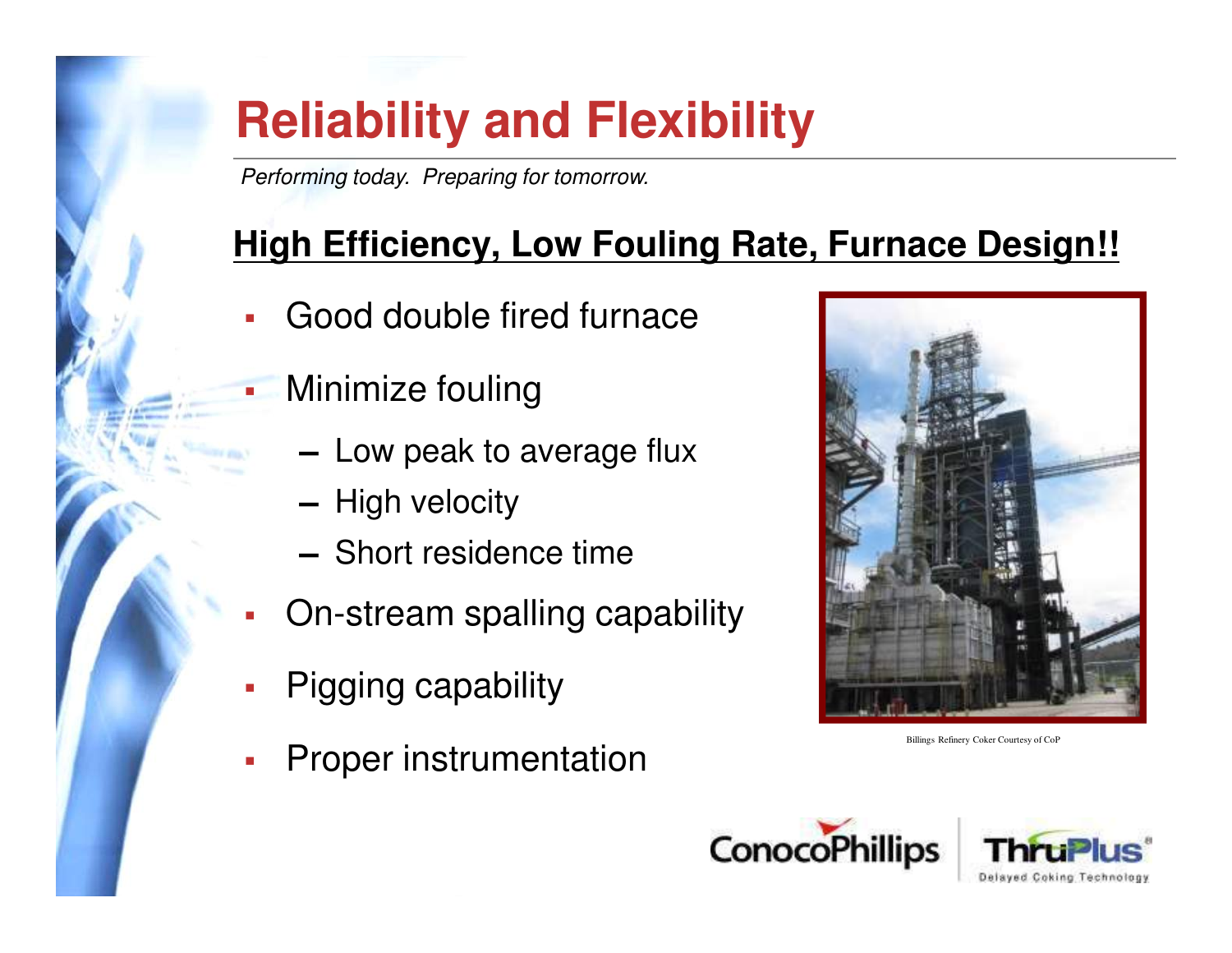# Reliability and Flexibility

*Performing today. Preparing for tomorrow.*

## High Efficiency, Low Fouling Rate, Furnace Design!!

- Good double fired furnace
- Minimize fouling
  - Low peak to average flux
  - High velocity
  - Short residence time
- On-stream spalling capability
- Pigging capability
- Proper instrumentation

Billings Refinery Coker Courtesy of CoP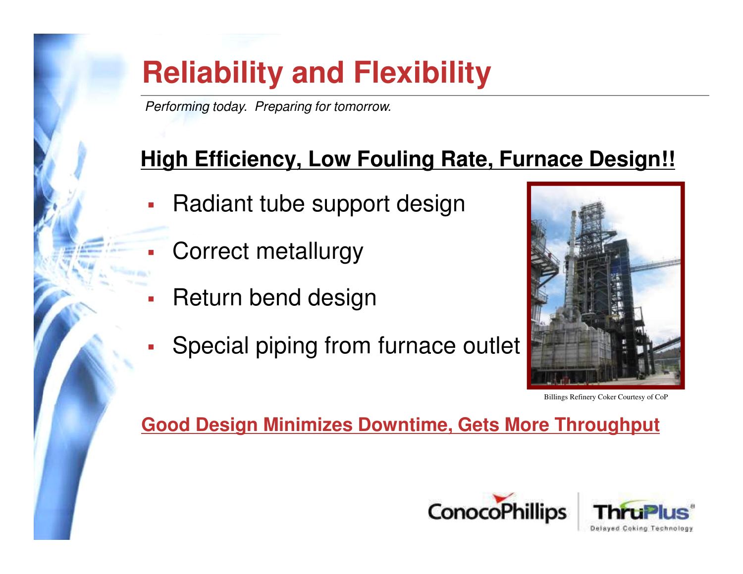# Reliability and Flexibility

*Performing today. Preparing for tomorrow.*

## High Efficiency, Low Fouling Rate, Furnace Design!!

- Radiant tube support design
- Correct metallurgy
- Return bend design
- Special piping from furnace outlet

Billings Refinery Coker Courtesy of CoP

**Good Design Minimizes Downtime, Gets More Throughput**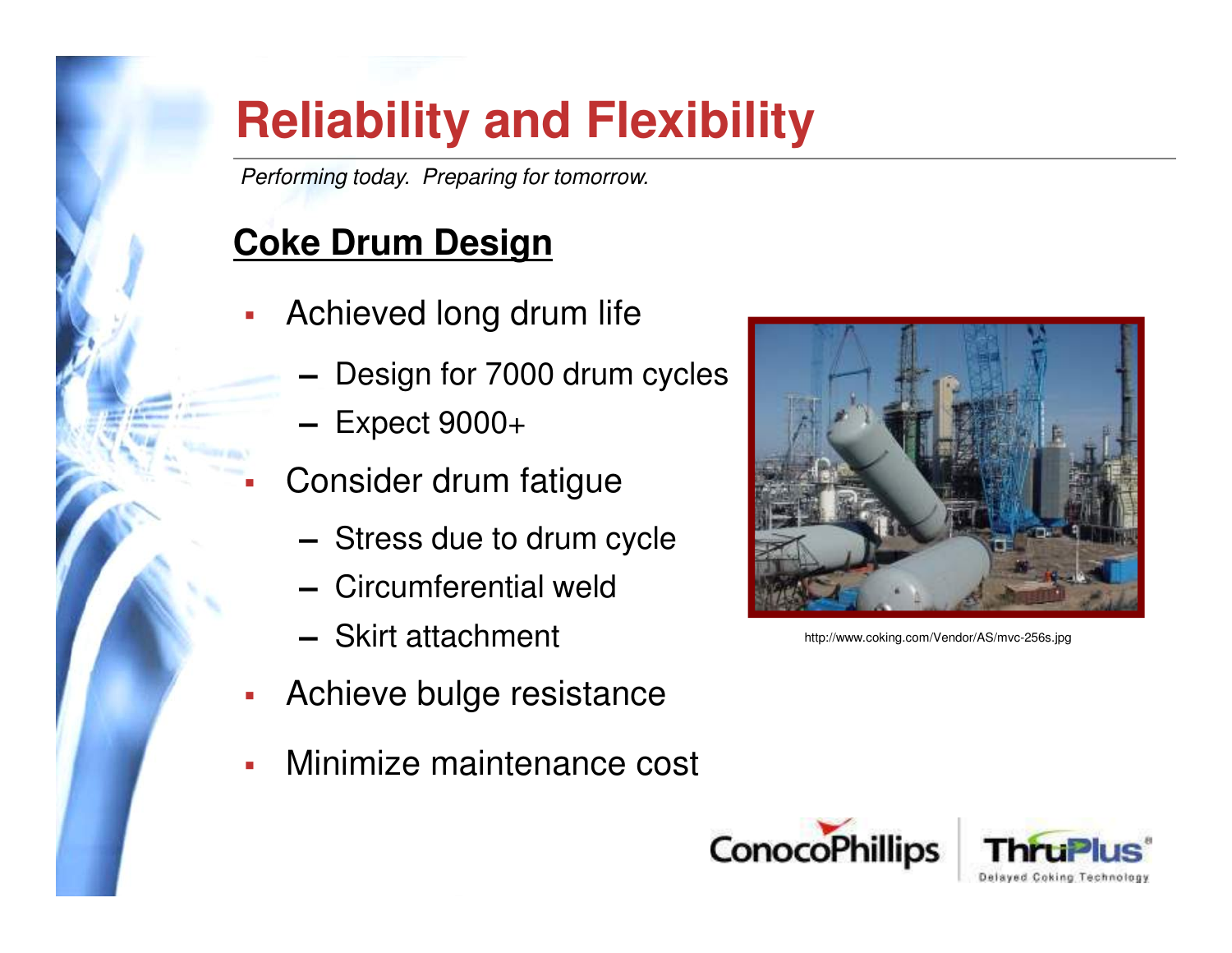# Reliability and Flexibility

*Performing today. Preparing for tomorrow.*

## Coke Drum Design

- Achieved long drum life
  - Design for 7000 drum cycles
  - Expect 9000+
- Consider drum fatigue
  - Stress due to drum cycle
  - Circumferential weld
  - Skirt attachment
- Achieve bulge resistance
- Minimize maintenance cost

http://www.coking.com/Vendor/AS/mvc-256s.jpg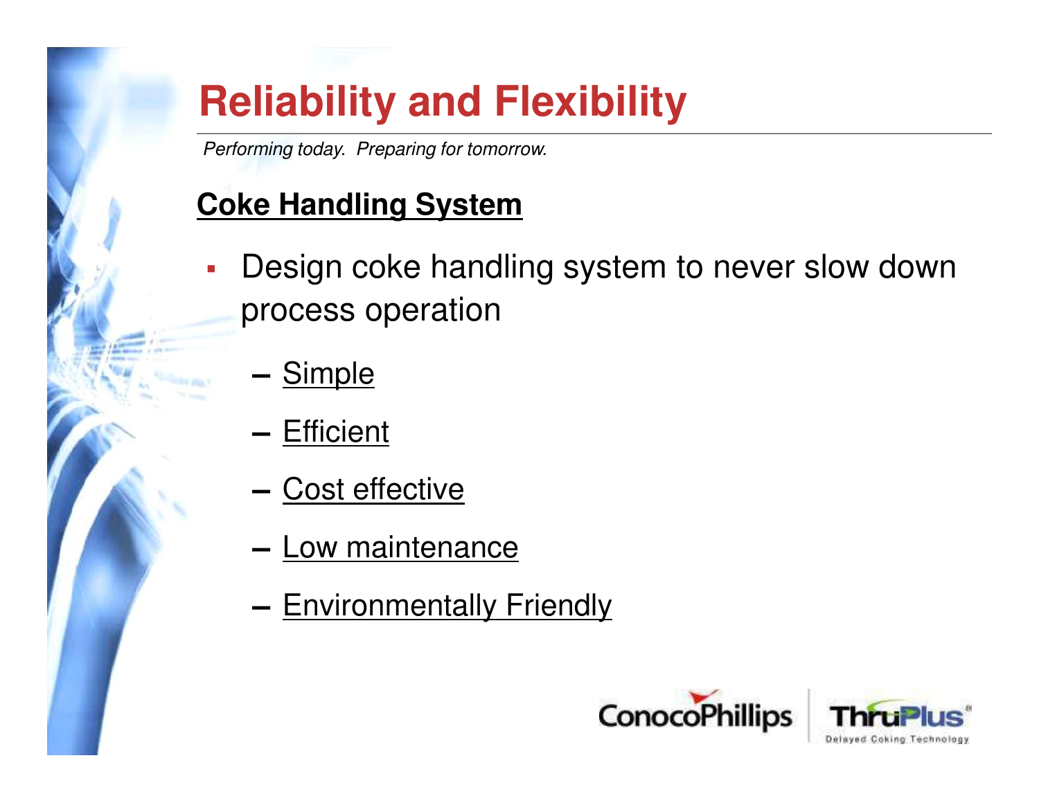# Reliability and Flexibility

*Performing today. Preparing for tomorrow.*

**Coke Handling System**

- Design coke handling system to never slow down process operation
  - Simple
  - Efficient
  - Cost effective
  - Low maintenance
  - Environmentally Friendly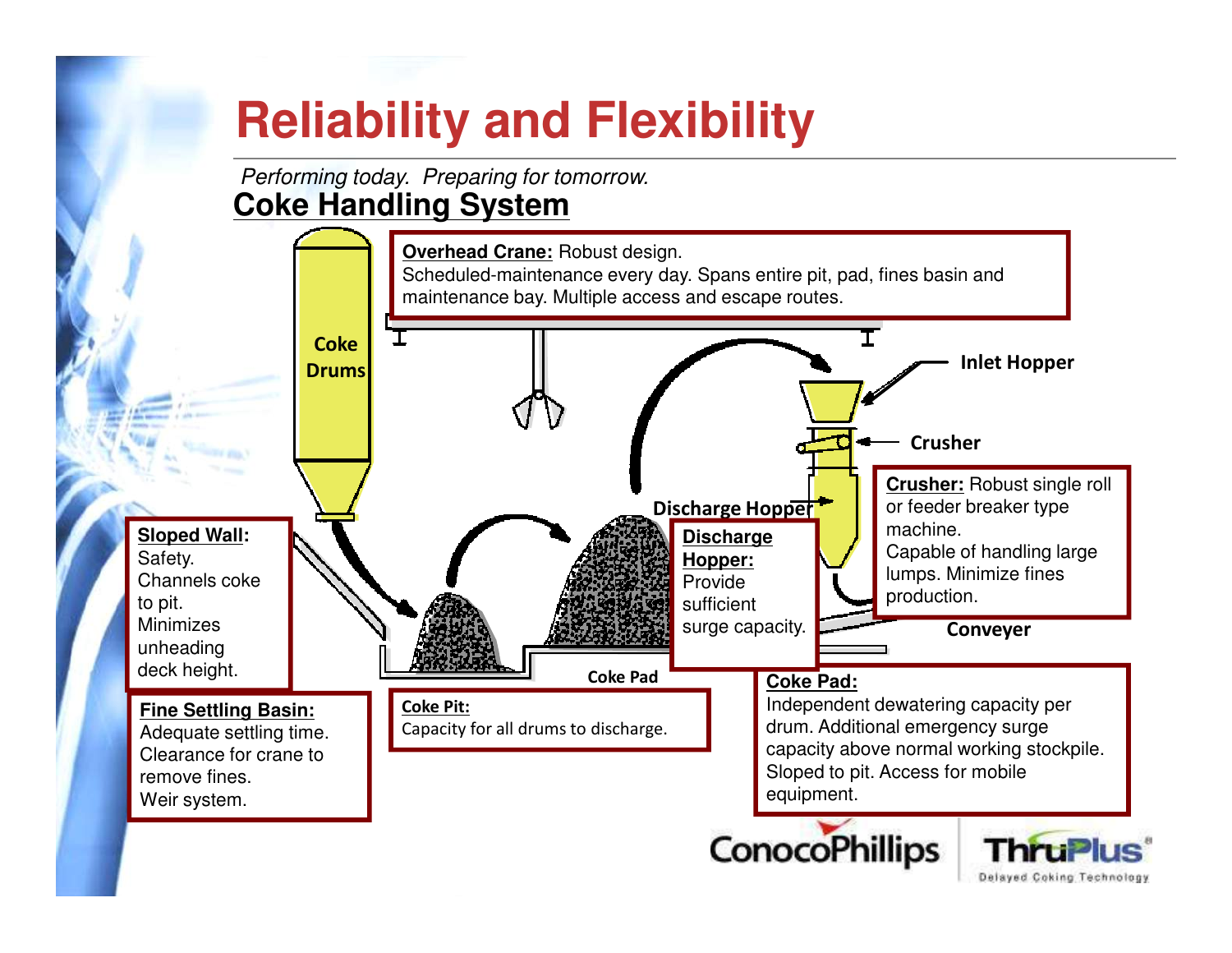# Reliability and Flexibility

*Performing today. Preparing for tomorrow.*

## Coke Handling System

**Overhead Crane:** Robust design.
Scheduled-maintenance every day. Spans entire pit, pad, fines basin and maintenance bay. Multiple access and escape routes.

Coke Drums

Inlet Hopper

Crusher

**Crusher:** Robust single roll or feeder breaker type machine.
Capable of handling large lumps. Minimize fines production.

Discharge Hopper

**Discharge Hopper:** Provide sufficient surge capacity.

Conveyer

**Sloped Wall:** Safety. Channels coke to pit. Minimizes unheading deck height.

Coke Pad

**Fine Settling Basin:** Adequate settling time. Clearance for crane to remove fines. Weir system.

**Coke Pit:** Capacity for all drums to discharge.

**Coke Pad:** Independent dewatering capacity per drum. Additional emergency surge capacity above normal working stockpile. Sloped to pit. Access for mobile equipment.

ConocoPhillips | ThruPlus® Delayed Coking Technology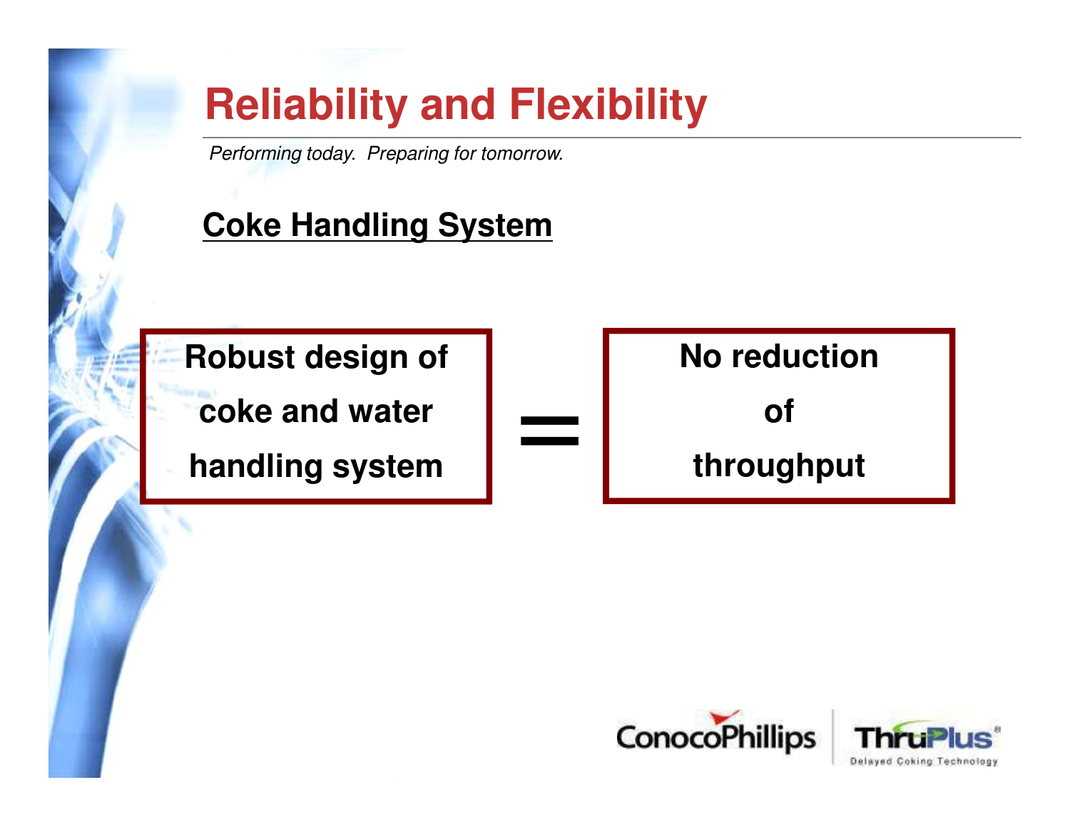# Reliability and Flexibility

*Performing today. Preparing for tomorrow.*

## Coke Handling System

**Robust design of coke and water handling system** = **No reduction of throughput**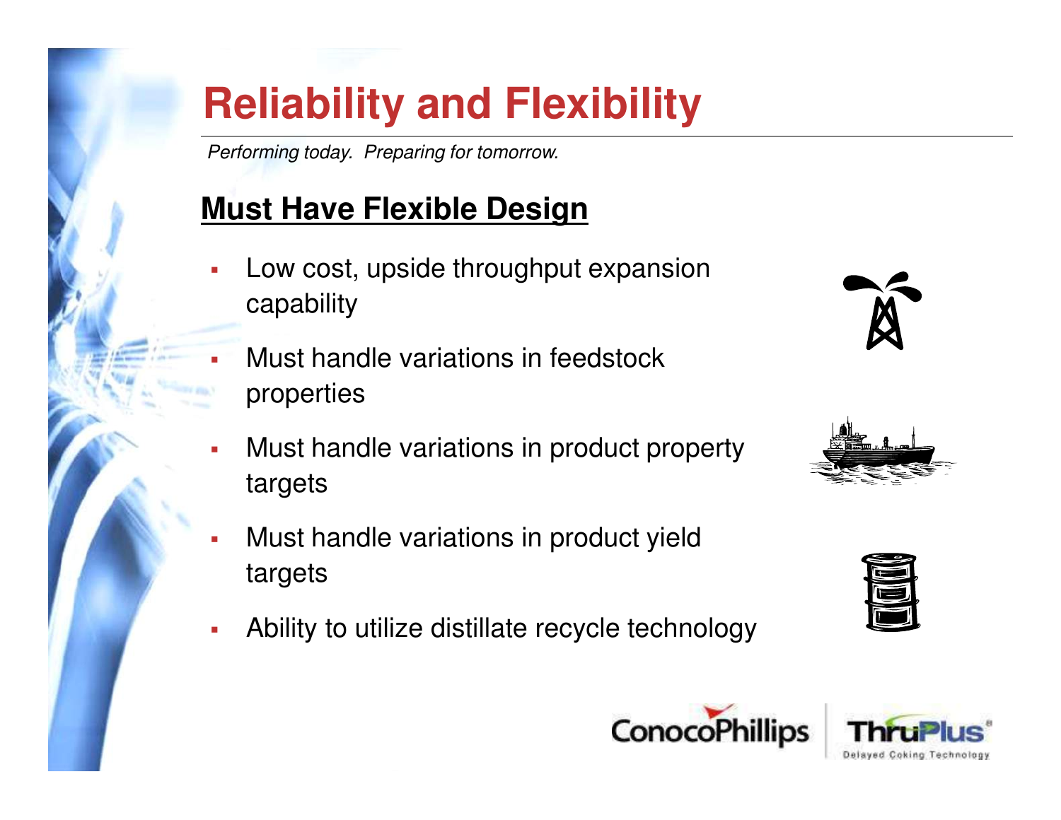# Reliability and Flexibility

*Performing today. Preparing for tomorrow.*

## Must Have Flexible Design

- Low cost, upside throughput expansion capability
- Must handle variations in feedstock properties
- Must handle variations in product property targets
- Must handle variations in product yield targets
- Ability to utilize distillate recycle technology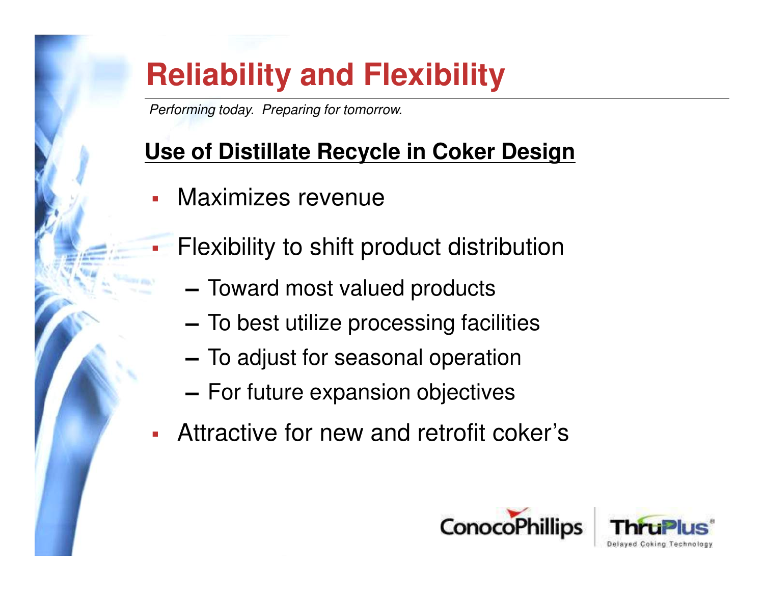# Reliability and Flexibility

*Performing today. Preparing for tomorrow.*

## Use of Distillate Recycle in Coker Design

- Maximizes revenue
- Flexibility to shift product distribution
  - Toward most valued products
  - To best utilize processing facilities
  - To adjust for seasonal operation
  - For future expansion objectives
- Attractive for new and retrofit coker's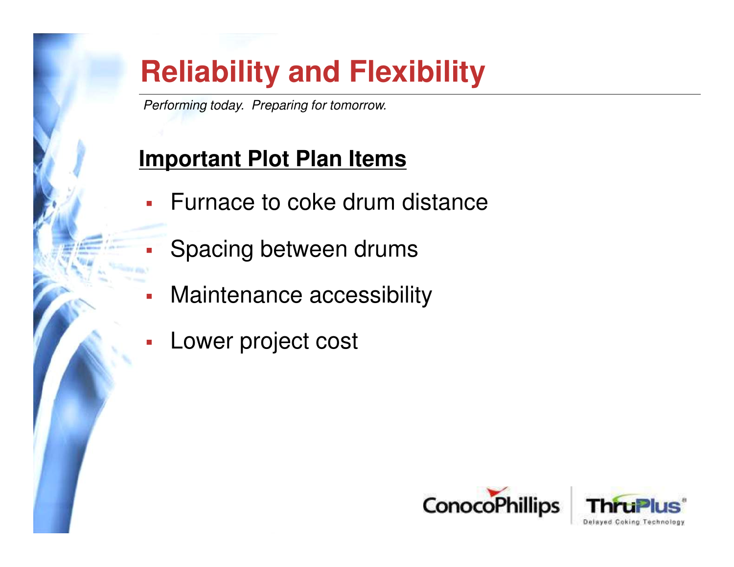# Reliability and Flexibility

*Performing today. Preparing for tomorrow.*

## Important Plot Plan Items

- Furnace to coke drum distance
- Spacing between drums
- Maintenance accessibility
- Lower project cost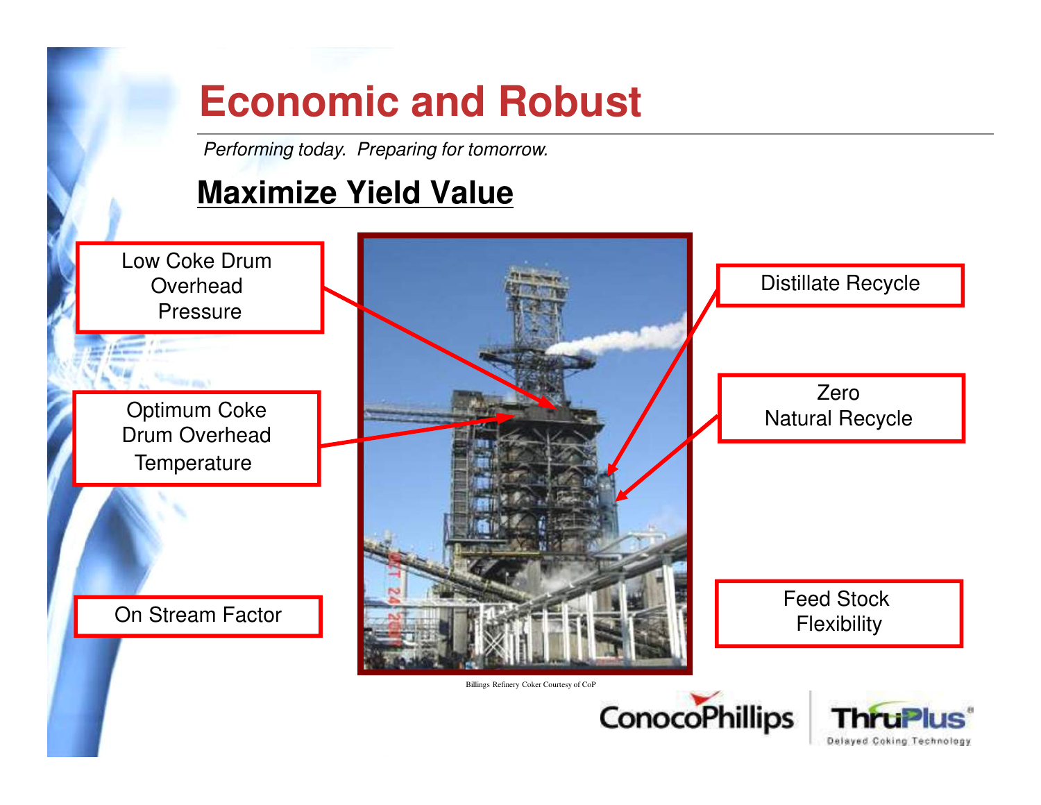# Economic and Robust

*Performing today. Preparing for tomorrow.*

## Maximize Yield Value

- Low Coke Drum Overhead Pressure
- Optimum Coke Drum Overhead Temperature
- On Stream Factor
- Distillate Recycle
- Zero Natural Recycle
- Feed Stock Flexibility

Billings Refinery Coker Courtesy of CoP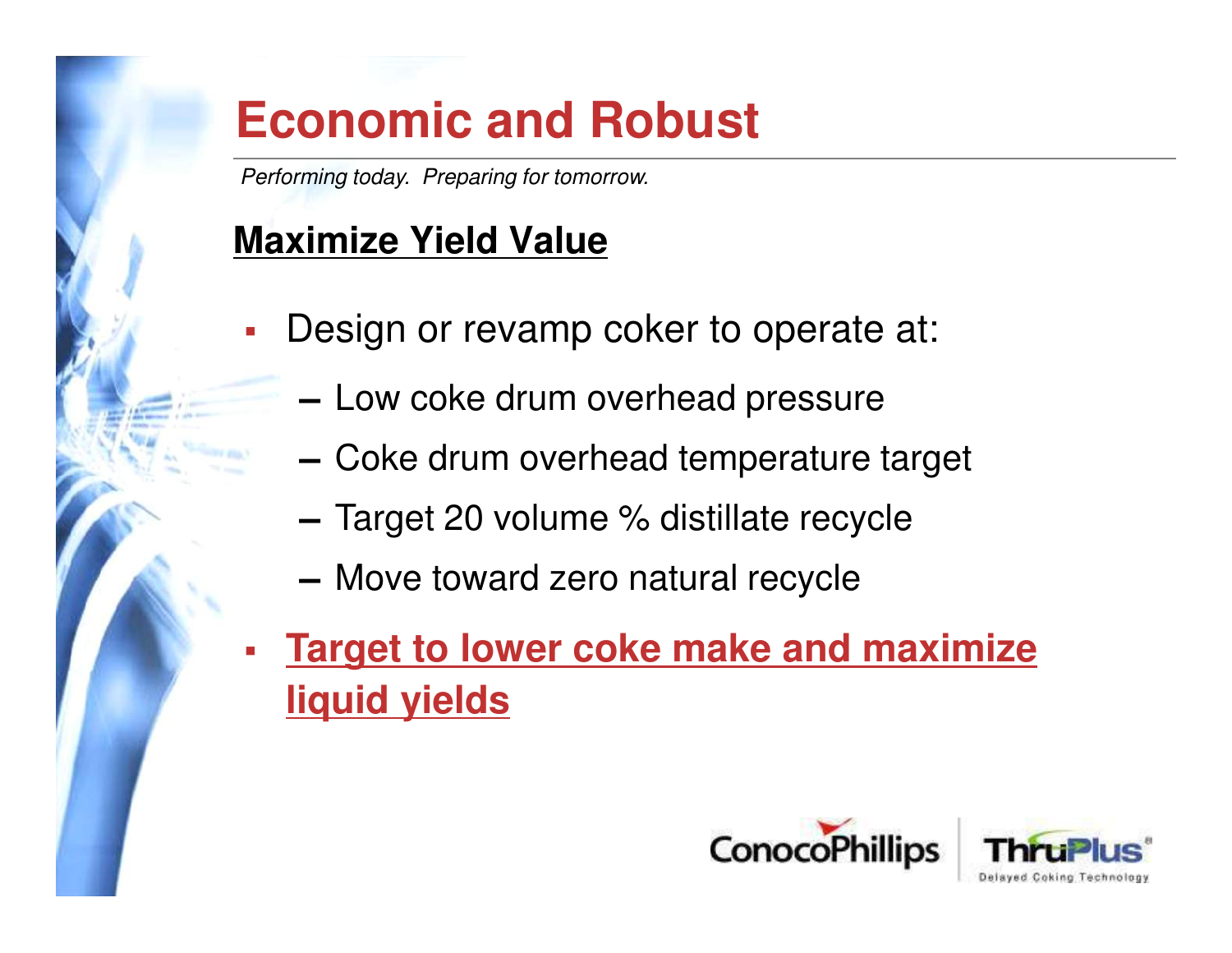# Economic and Robust

*Performing today. Preparing for tomorrow.*

## Maximize Yield Value

- Design or revamp coker to operate at:
  - Low coke drum overhead pressure
  - Coke drum overhead temperature target
  - Target 20 volume % distillate recycle
  - Move toward zero natural recycle
- **Target to lower coke make and maximize liquid yields**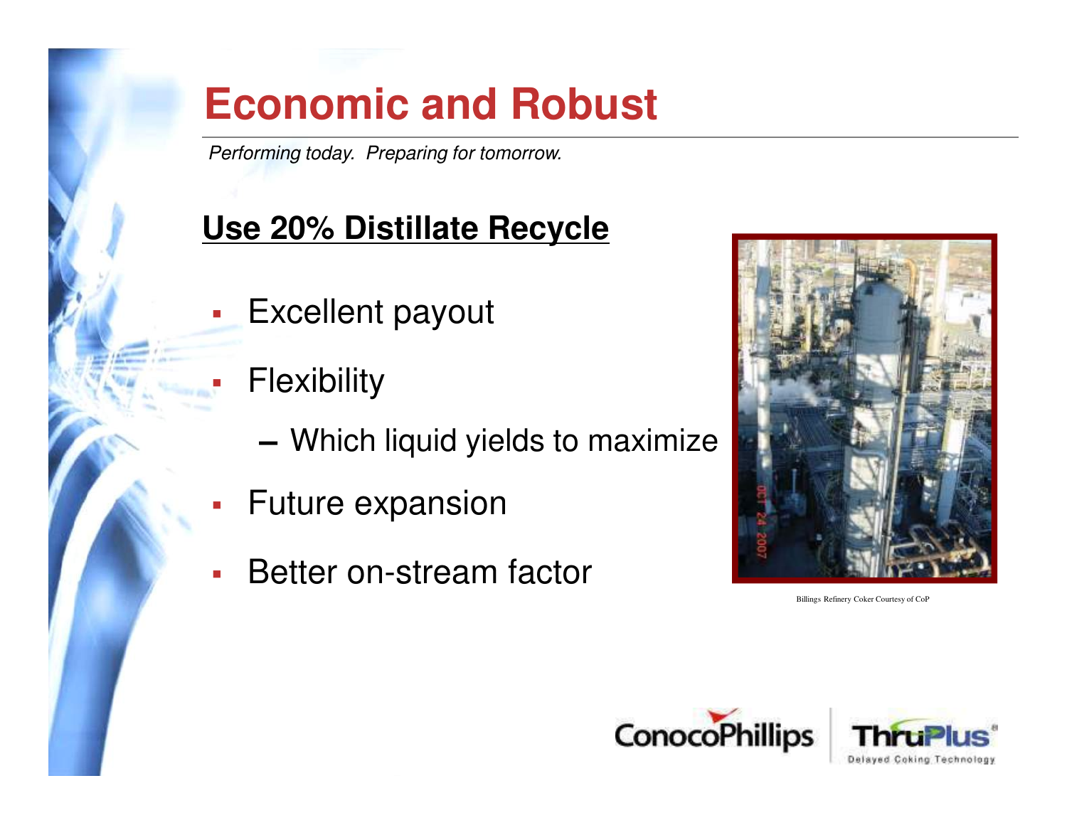# Economic and Robust

*Performing today. Preparing for tomorrow.*

## Use 20% Distillate Recycle

- Excellent payout
- Flexibility
  - Which liquid yields to maximize
- Future expansion
- Better on-stream factor

Billings Refinery Coker Courtesy of CoP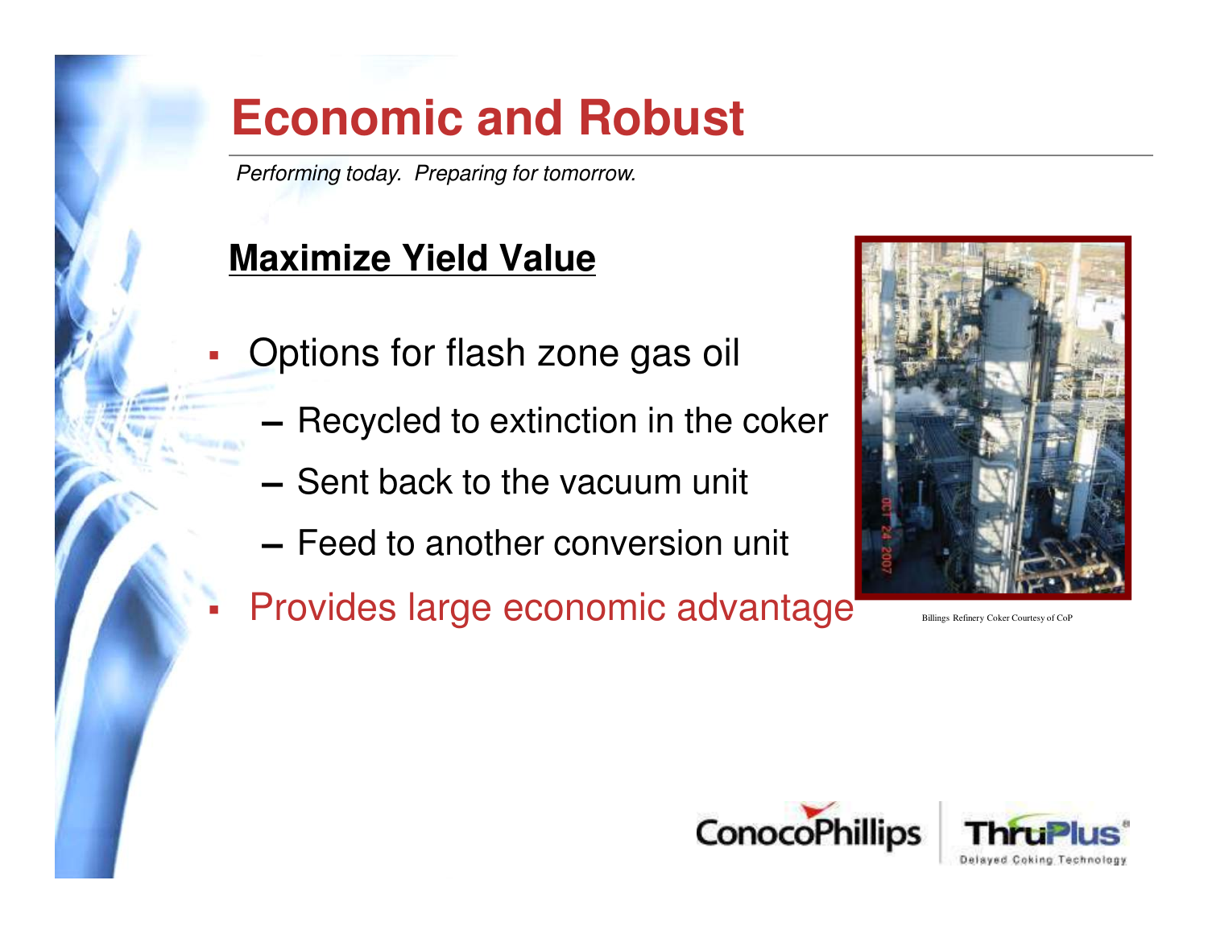# Economic and Robust

*Performing today. Preparing for tomorrow.*

## Maximize Yield Value

- Options for flash zone gas oil
  - Recycled to extinction in the coker
  - Sent back to the vacuum unit
  - Feed to another conversion unit
- Provides large economic advantage

Billings Refinery Coker Courtesy of CoP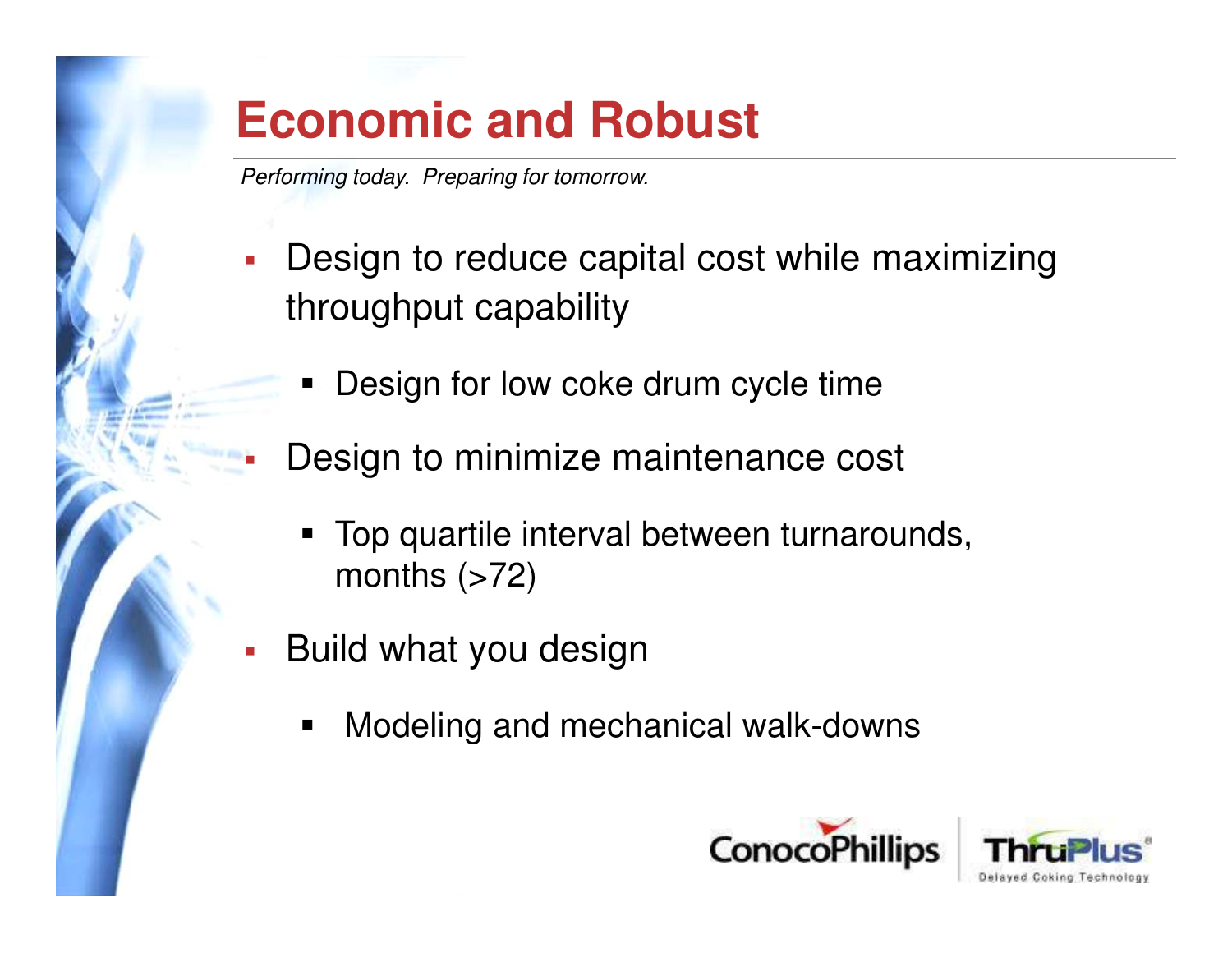# Economic and Robust

*Performing today. Preparing for tomorrow.*

- Design to reduce capital cost while maximizing throughput capability
  - Design for low coke drum cycle time
- Design to minimize maintenance cost
  - Top quartile interval between turnarounds, months (>72)
- Build what you design
  - Modeling and mechanical walk-downs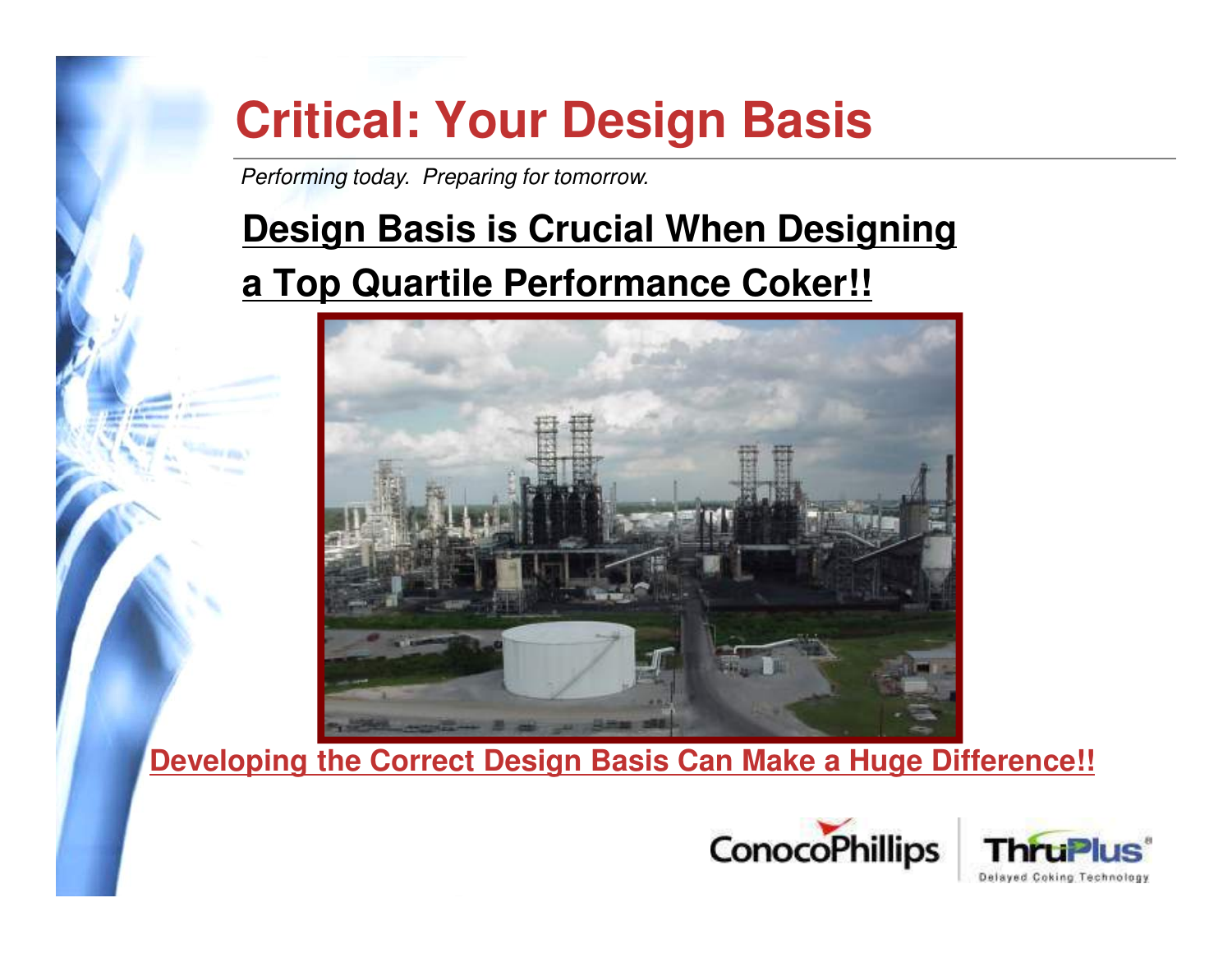# Critical: Your Design Basis

*Performing today. Preparing for tomorrow.*

## Design Basis is Crucial When Designing a Top Quartile Performance Coker!!

**Developing the Correct Design Basis Can Make a Huge Difference!!**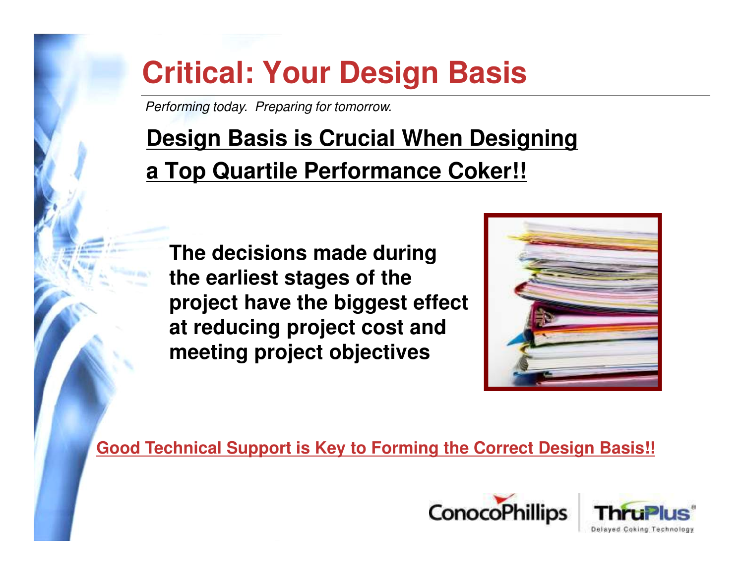# Critical: Your Design Basis

*Performing today. Preparing for tomorrow.*

## Design Basis is Crucial When Designing a Top Quartile Performance Coker!!

**The decisions made during the earliest stages of the project have the biggest effect at reducing project cost and meeting project objectives**

**Good Technical Support is Key to Forming the Correct Design Basis!!**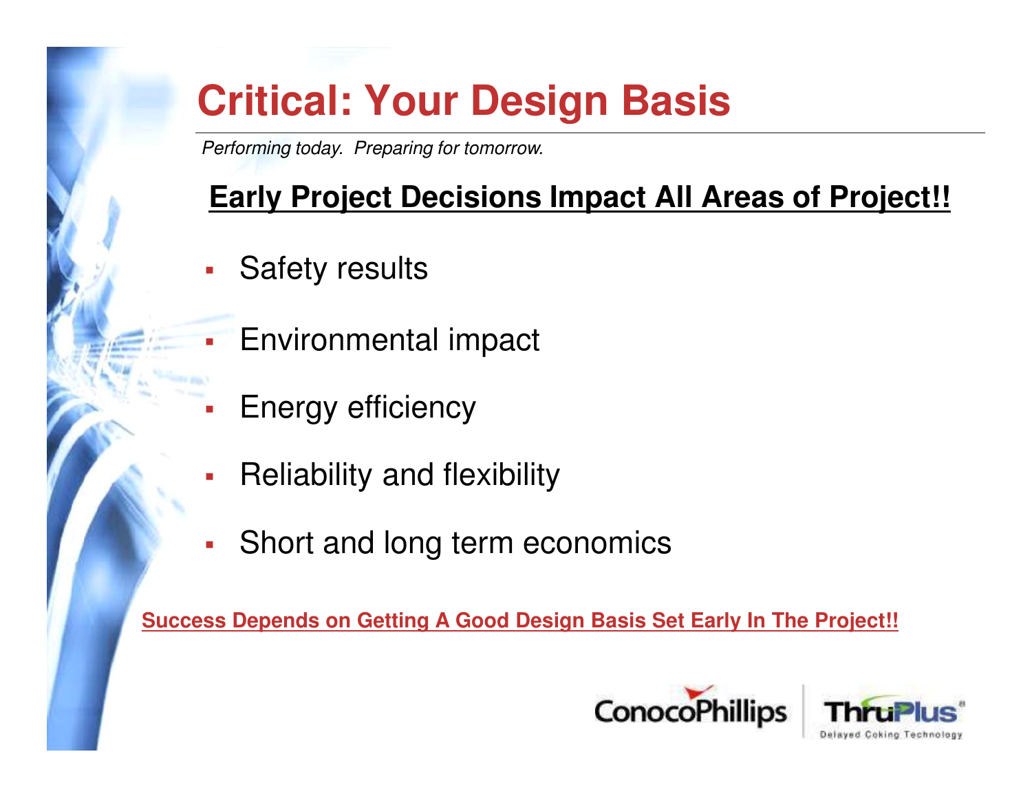# Critical: Your Design Basis

*Performing today. Preparing for tomorrow.*

**Early Project Decisions Impact All Areas of Project!!**

- Safety results
- Environmental impact
- Energy efficiency
- Reliability and flexibility
- Short and long term economics

**Success Depends on Getting A Good Design Basis Set Early In The Project!!**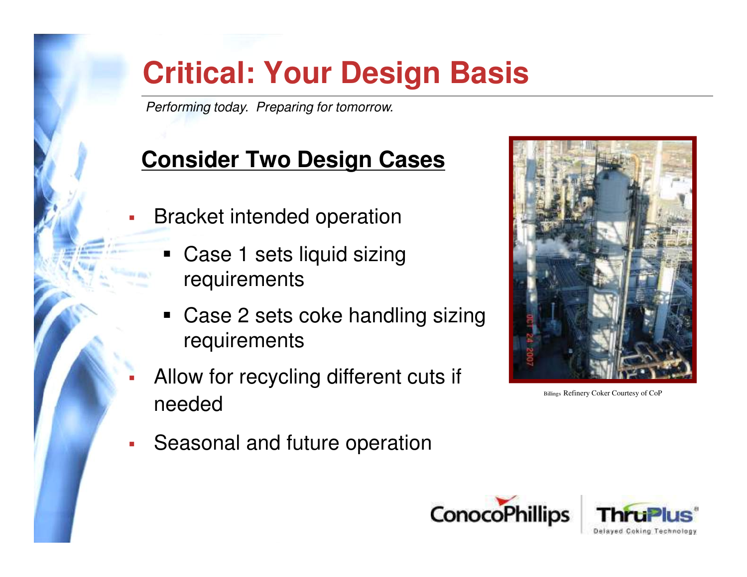# Critical: Your Design Basis

*Performing today. Preparing for tomorrow.*

## Consider Two Design Cases

- Bracket intended operation
  - Case 1 sets liquid sizing requirements
  - Case 2 sets coke handling sizing requirements
- Allow for recycling different cuts if needed
- Seasonal and future operation

Billings Refinery Coker Courtesy of CoP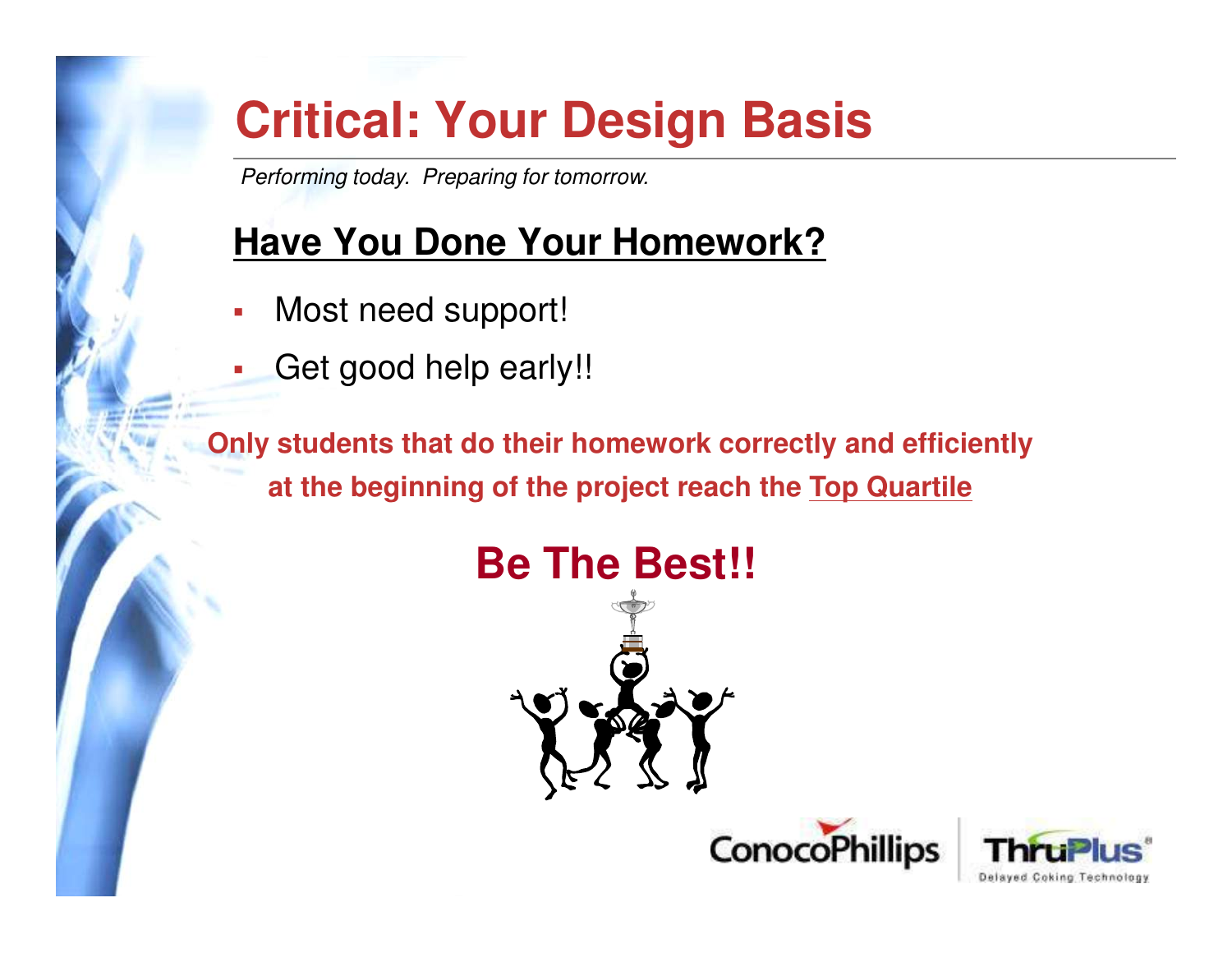# Critical: Your Design Basis

*Performing today. Preparing for tomorrow.*

## Have You Done Your Homework?

- Most need support!
- Get good help early!!

**Only students that do their homework correctly and efficiently at the beginning of the project reach the Top Quartile**

**Be The Best!!**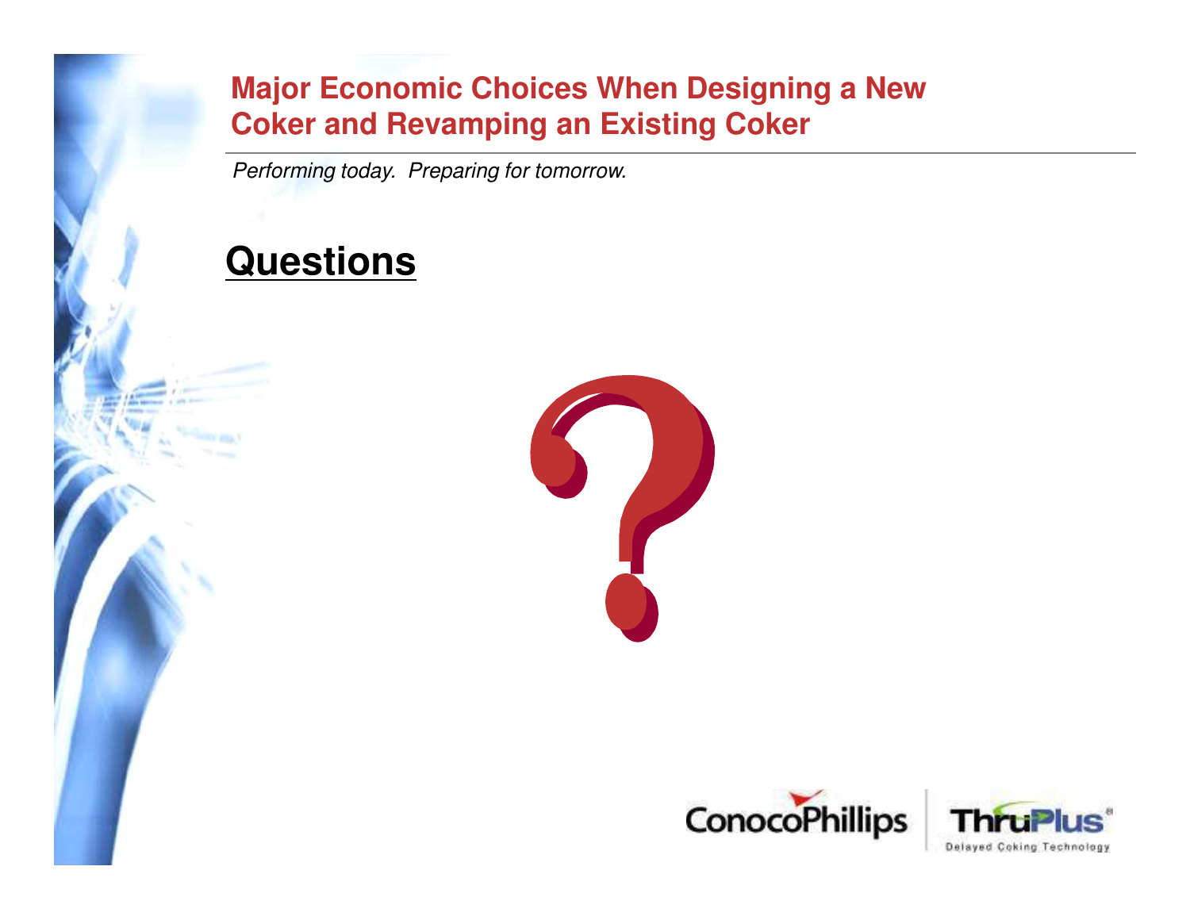# Major Economic Choices When Designing a New Coker and Revamping an Existing Coker

*Performing today. Preparing for tomorrow.*

## Questions